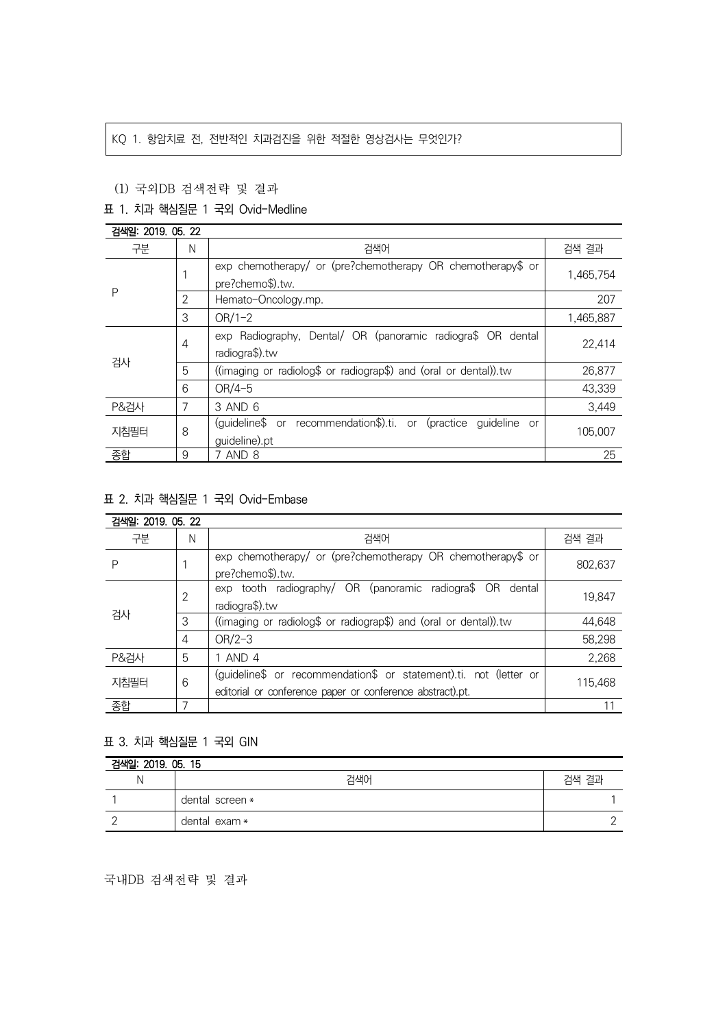KQ 1. 항암치료 전, 전반적인 치과검진을 위한 적절한 영상검사는 무엇인가?

(1) 국외DB 검색전략 및 결과

표 1. 치과 핵심질문 1 국외 Ovid-Medline

검색일: 2019. 05. 22

| 구분 | N | 검색어 | 검색 결과 |
|---|---|---|---|
| P | 1 | exp chemotherapy/ or (pre?chemotherapy OR chemotherapy$ or pre?chemo$).tw. | 1,465,754 |
| | 2 | Hemato-Oncology.mp. | 207 |
| | 3 | OR/1-2 | 1,465,887 |
| 검사 | 4 | exp Radiography, Dental/ OR (panoramic radiogra$ OR dental radiogra$).tw | 22,414 |
| | 5 | ((imaging or radiolog$ or radiograp$) and (oral or dental)).tw | 26,877 |
| | 6 | OR/4-5 | 43,339 |
| P&검사 | 7 | 3 AND 6 | 3,449 |
| 지침필터 | 8 | (guideline$ or recommendation$).ti. or (practice guideline or guideline).pt | 105,007 |
| 종합 | 9 | 7 AND 8 | 25 |

표 2. 치과 핵심질문 1 국외 Ovid-Embase

검색일: 2019. 05. 22

| 구분 | N | 검색어 | 검색 결과 |
|---|---|---|---|
| P | 1 | exp chemotherapy/ or (pre?chemotherapy OR chemotherapy$ or pre?chemo$).tw. | 802,637 |
| 검사 | 2 | exp tooth radiography/ OR (panoramic radiogra$ OR dental radiogra$).tw | 19,847 |
| | 3 | ((imaging or radiolog$ or radiograp$) and (oral or dental)).tw | 44,648 |
| | 4 | OR/2-3 | 58,298 |
| P&검사 | 5 | 1 AND 4 | 2,268 |
| 지침필터 | 6 | (guideline$ or recommendation$ or statement).ti. not (letter or editorial or conference paper or conference abstract).pt. | 115,468 |
| 종합 | 7 | | 11 |

표 3. 치과 핵심질문 1 국외 GIN

검색일: 2019. 05. 15

| N | 검색어 | 검색 결과 |
|---|---|---|
| 1 | dental screen * | 1 |
| 2 | dental exam * | 2 |

국내DB 검색전략 및 결과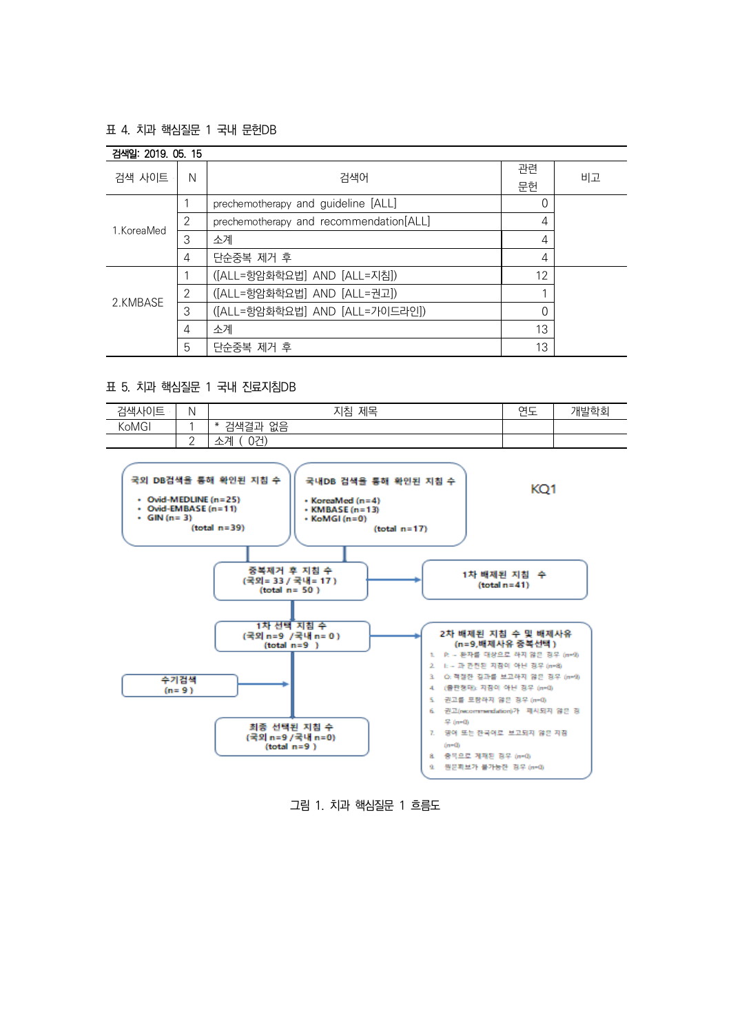표 4. 치과 핵심질문 1 국내 문헌DB

검색일: 2019. 05. 15

| 검색 사이트 | N | 검색어 | 관련 문헌 | 비고 |
|---|---|---|---|---|
| 1.KoreaMed | 1 | prechemotherapy and guideline [ALL] | 0 | |
| | 2 | prechemotherapy and recommendation[ALL] | 4 | |
| | 3 | 소계 | 4 | |
| | 4 | 단순중복 제거 후 | 4 | |
| 2.KMBASE | 1 | ([ALL=항암화학요법] AND [ALL=지침]) | 12 | |
| | 2 | ([ALL=항암화학요법] AND [ALL=권고]) | 1 | |
| | 3 | ([ALL=항암화학요법] AND [ALL=가이드라인]) | 0 | |
| | 4 | 소계 | 13 | |
| | 5 | 단순중복 제거 후 | 13 | |

표 5. 치과 핵심질문 1 국내 진료지침DB

| 검색사이트 | N | 지침 제목 | 연도 | 개발학회 |
|---|---|---|---|---|
| KoMGI | 1 | * 검색결과 없음 | | |
| | 2 | 소계 ( 0건) | | |

KQ1

국외 DB검색을 통해 확인된 지침 수
- Ovid-MEDLINE (n=25)
- Ovid-EMBASE (n=11)
- GIN (n= 3)

(total n=39)

국내DB 검색을 통해 확인된 지침 수
- KoreaMed (n=4)
- KMBASE (n=13)
- KoMGI (n=0)

(total n=17)

중복제거 후 지침 수
(국외= 33 / 국내= 17 )
(total n= 50 )

1차 배제된 지침 수
(total n=41)

1차 선택 지침 수
(국외 n=9 /국내 n= 0 )
(total n=9 )

2차 배제된 지침 수 및 배제사유
(n=9,배제사유 중복선택 )
1. P: – 환자를 대상으로 하지 않은 경우 (n=9)
2. I: – 과 관련된 지침이 아닌 경우 (n=8)
3. O: 적절한 결과를 보고하지 않은 경우 (n=9)
4. (출판형태) 지침이 아닌 경우 (n=0)
5. 권고를 포함하지 않은 경우 (n=0)
6. 권고(recommendation)가 제시되지 않은 경우 (n=0)
7. 영어 또는 한국어로 보고되지 않은 지침 (n=0)
8. 중복으로 제재된 경우 (n=0)
9. 원문확보가 불가능한 경우 (n=0)

수기검색
(n= 9 )

최종 선택된 지침 수
(국외 n=9 /국내 n=0)
(total n=9 )

그림 1. 치과 핵심질문 1 흐름도